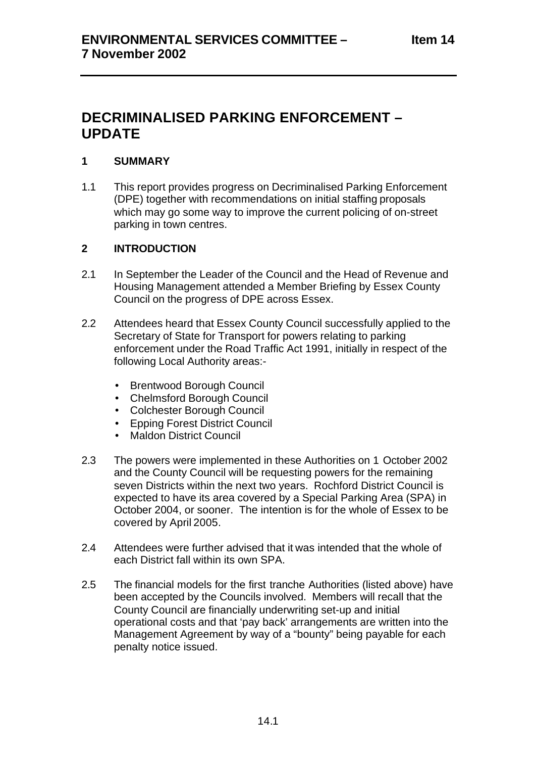# ENVIRONMENTAL SERVICES COMMITTEE – 7 November 2002

**Item 14**

## DECRIMINALISED PARKING ENFORCEMENT – UPDATE

### 1 SUMMARY

1.1 This report provides progress on Decriminalised Parking Enforcement (DPE) together with recommendations on initial staffing proposals which may go some way to improve the current policing of on-street parking in town centres.

### 2 INTRODUCTION

2.1 In September the Leader of the Council and the Head of Revenue and Housing Management attended a Member Briefing by Essex County Council on the progress of DPE across Essex.

2.2 Attendees heard that Essex County Council successfully applied to the Secretary of State for Transport for powers relating to parking enforcement under the Road Traffic Act 1991, initially in respect of the following Local Authority areas:-

- Brentwood Borough Council
- Chelmsford Borough Council
- Colchester Borough Council
- Epping Forest District Council
- Maldon District Council

2.3 The powers were implemented in these Authorities on 1 October 2002 and the County Council will be requesting powers for the remaining seven Districts within the next two years. Rochford District Council is expected to have its area covered by a Special Parking Area (SPA) in October 2004, or sooner. The intention is for the whole of Essex to be covered by April 2005.

2.4 Attendees were further advised that it was intended that the whole of each District fall within its own SPA.

2.5 The financial models for the first tranche Authorities (listed above) have been accepted by the Councils involved. Members will recall that the County Council are financially underwriting set-up and initial operational costs and that 'pay back' arrangements are written into the Management Agreement by way of a "bounty" being payable for each penalty notice issued.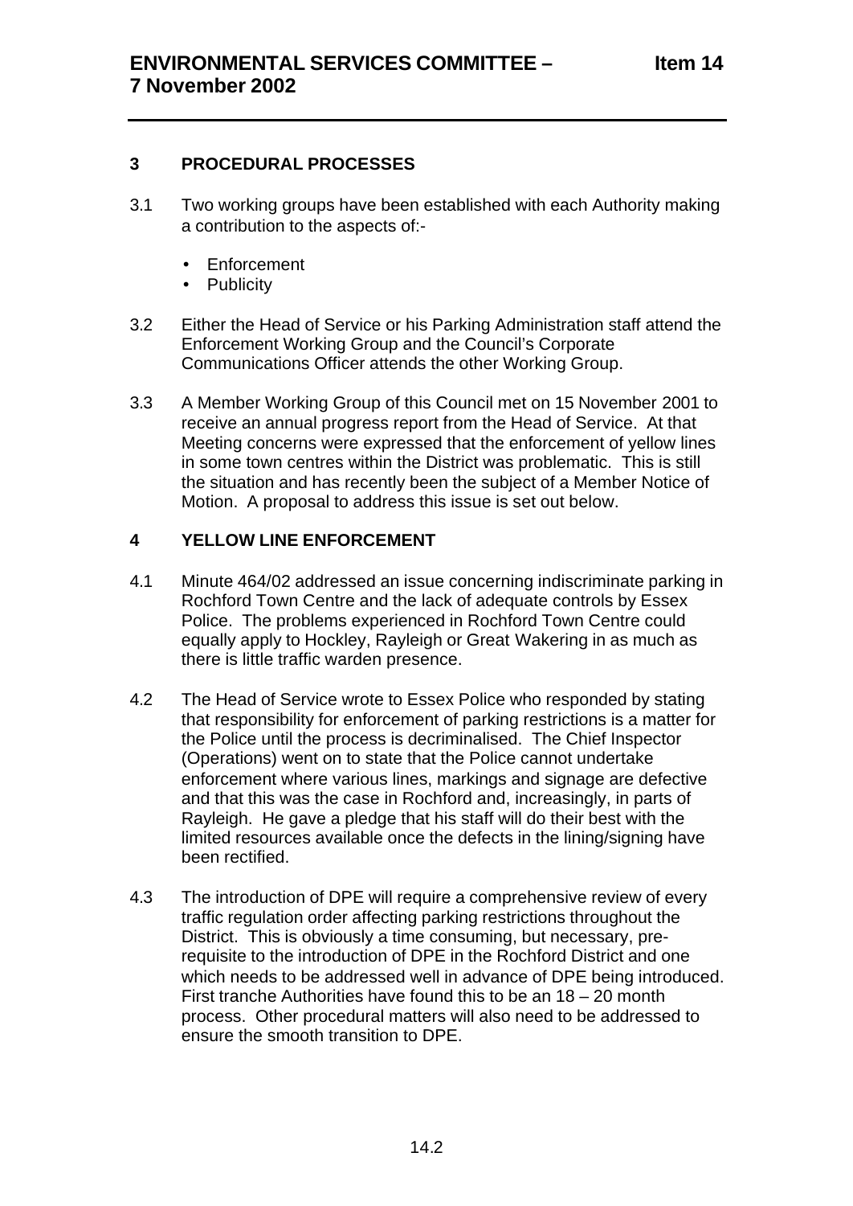## 3 PROCEDURAL PROCESSES

3.1 Two working groups have been established with each Authority making a contribution to the aspects of:-

- Enforcement
- Publicity

3.2 Either the Head of Service or his Parking Administration staff attend the Enforcement Working Group and the Council's Corporate Communications Officer attends the other Working Group.

3.3 A Member Working Group of this Council met on 15 November 2001 to receive an annual progress report from the Head of Service. At that Meeting concerns were expressed that the enforcement of yellow lines in some town centres within the District was problematic. This is still the situation and has recently been the subject of a Member Notice of Motion. A proposal to address this issue is set out below.

## 4 YELLOW LINE ENFORCEMENT

4.1 Minute 464/02 addressed an issue concerning indiscriminate parking in Rochford Town Centre and the lack of adequate controls by Essex Police. The problems experienced in Rochford Town Centre could equally apply to Hockley, Rayleigh or Great Wakering in as much as there is little traffic warden presence.

4.2 The Head of Service wrote to Essex Police who responded by stating that responsibility for enforcement of parking restrictions is a matter for the Police until the process is decriminalised. The Chief Inspector (Operations) went on to state that the Police cannot undertake enforcement where various lines, markings and signage are defective and that this was the case in Rochford and, increasingly, in parts of Rayleigh. He gave a pledge that his staff will do their best with the limited resources available once the defects in the lining/signing have been rectified.

4.3 The introduction of DPE will require a comprehensive review of every traffic regulation order affecting parking restrictions throughout the District. This is obviously a time consuming, but necessary, pre-requisite to the introduction of DPE in the Rochford District and one which needs to be addressed well in advance of DPE being introduced. First tranche Authorities have found this to be an 18 – 20 month process. Other procedural matters will also need to be addressed to ensure the smooth transition to DPE.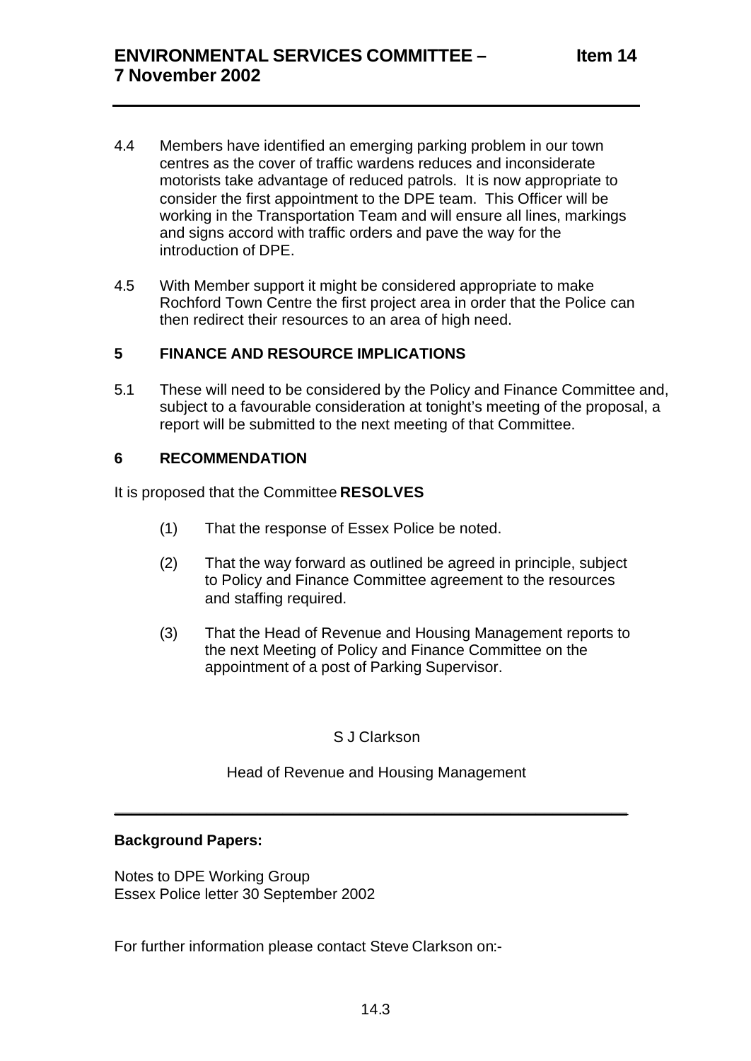4.4 Members have identified an emerging parking problem in our town centres as the cover of traffic wardens reduces and inconsiderate motorists take advantage of reduced patrols. It is now appropriate to consider the first appointment to the DPE team. This Officer will be working in the Transportation Team and will ensure all lines, markings and signs accord with traffic orders and pave the way for the introduction of DPE.

4.5 With Member support it might be considered appropriate to make Rochford Town Centre the first project area in order that the Police can then redirect their resources to an area of high need.

## 5 FINANCE AND RESOURCE IMPLICATIONS

5.1 These will need to be considered by the Policy and Finance Committee and, subject to a favourable consideration at tonight's meeting of the proposal, a report will be submitted to the next meeting of that Committee.

## 6 RECOMMENDATION

It is proposed that the Committee **RESOLVES**

(1) That the response of Essex Police be noted.

(2) That the way forward as outlined be agreed in principle, subject to Policy and Finance Committee agreement to the resources and staffing required.

(3) That the Head of Revenue and Housing Management reports to the next Meeting of Policy and Finance Committee on the appointment of a post of Parking Supervisor.

S J Clarkson

Head of Revenue and Housing Management

---

**Background Papers:**

Notes to DPE Working Group
Essex Police letter 30 September 2002

For further information please contact Steve Clarkson on:-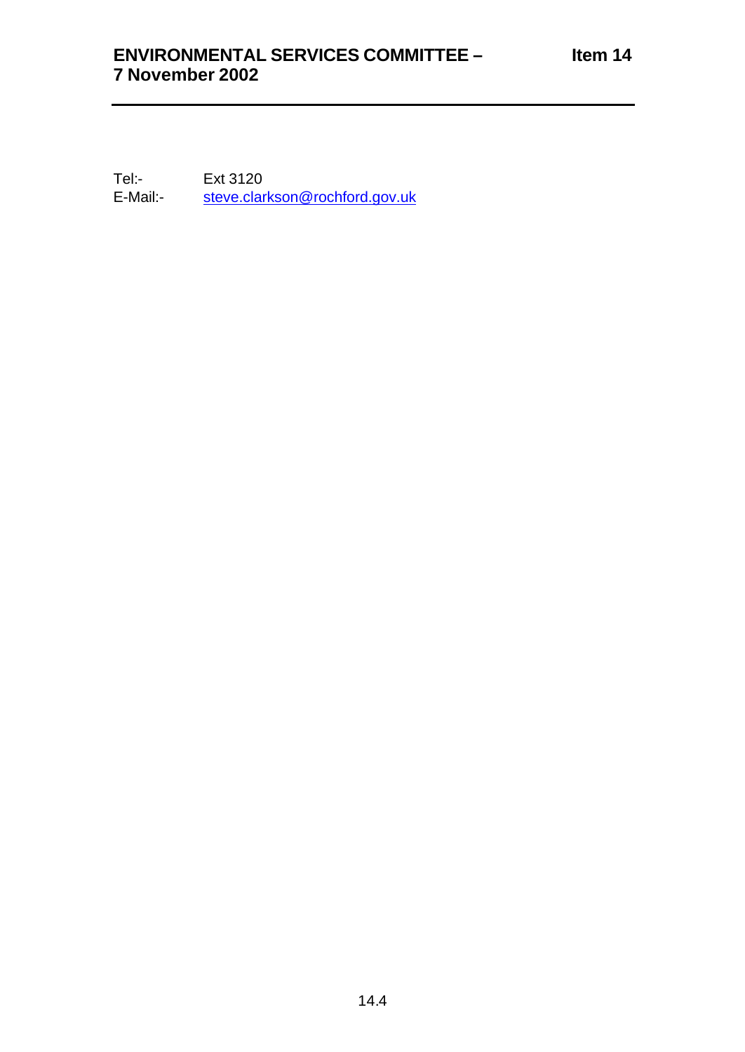Tel:- Ext 3120
E-Mail:- steve.clarkson@rochford.gov.uk